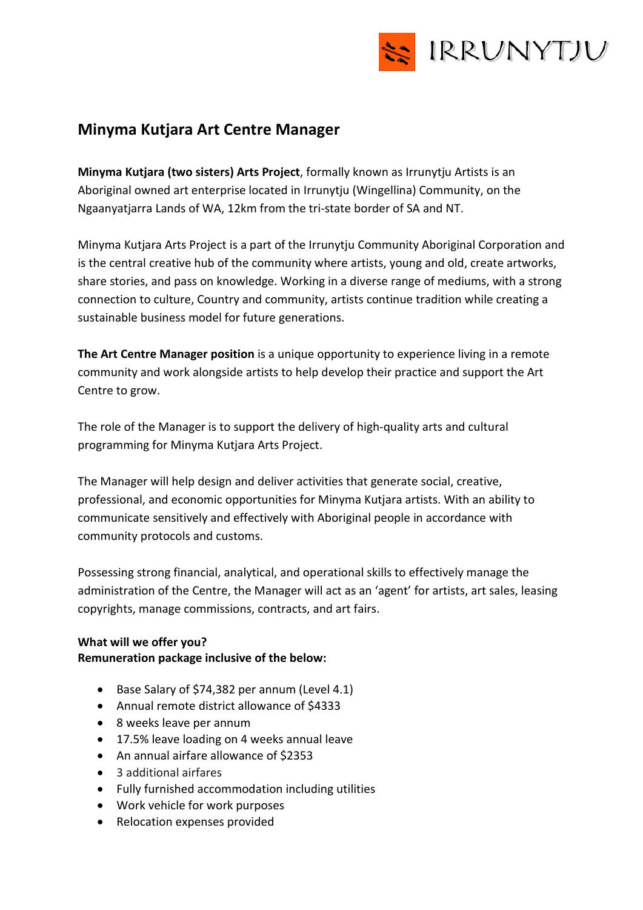IRRUNYTJU

## Minyma Kutjara Art Centre Manager

**Minyma Kutjara (two sisters) Arts Project**, formally known as Irrunytju Artists is an Aboriginal owned art enterprise located in Irrunytju (Wingellina) Community, on the Ngaanyatjarra Lands of WA, 12km from the tri-state border of SA and NT.

Minyma Kutjara Arts Project is a part of the Irrunytju Community Aboriginal Corporation and is the central creative hub of the community where artists, young and old, create artworks, share stories, and pass on knowledge. Working in a diverse range of mediums, with a strong connection to culture, Country and community, artists continue tradition while creating a sustainable business model for future generations.

**The Art Centre Manager position** is a unique opportunity to experience living in a remote community and work alongside artists to help develop their practice and support the Art Centre to grow.

The role of the Manager is to support the delivery of high-quality arts and cultural programming for Minyma Kutjara Arts Project.

The Manager will help design and deliver activities that generate social, creative, professional, and economic opportunities for Minyma Kutjara artists. With an ability to communicate sensitively and effectively with Aboriginal people in accordance with community protocols and customs.

Possessing strong financial, analytical, and operational skills to effectively manage the administration of the Centre, the Manager will act as an 'agent' for artists, art sales, leasing copyrights, manage commissions, contracts, and art fairs.

**What will we offer you?**
**Remuneration package inclusive of the below:**

- Base Salary of $74,382 per annum (Level 4.1)
- Annual remote district allowance of $4333
- 8 weeks leave per annum
- 17.5% leave loading on 4 weeks annual leave
- An annual airfare allowance of $2353
- 3 additional airfares
- Fully furnished accommodation including utilities
- Work vehicle for work purposes
- Relocation expenses provided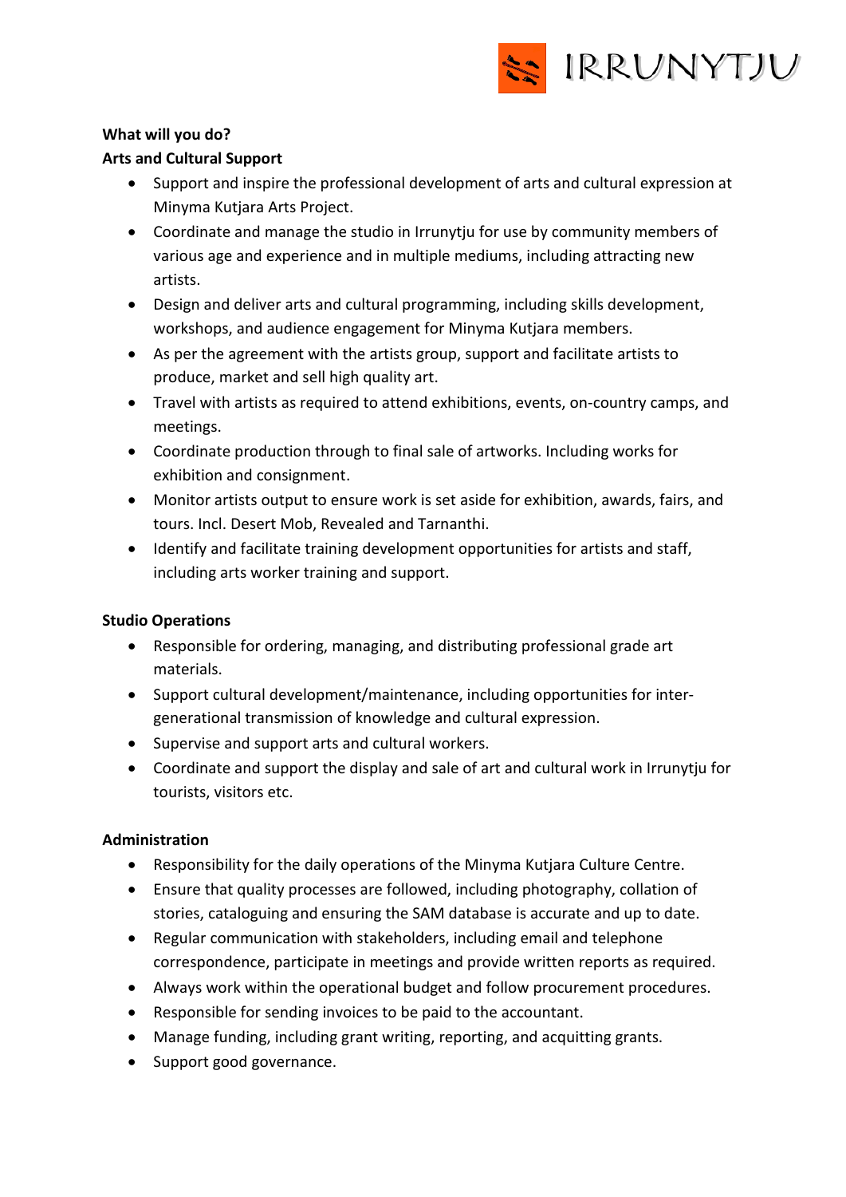**What will you do?**

**Arts and Cultural Support**

- Support and inspire the professional development of arts and cultural expression at Minyma Kutjara Arts Project.
- Coordinate and manage the studio in Irrunytju for use by community members of various age and experience and in multiple mediums, including attracting new artists.
- Design and deliver arts and cultural programming, including skills development, workshops, and audience engagement for Minyma Kutjara members.
- As per the agreement with the artists group, support and facilitate artists to produce, market and sell high quality art.
- Travel with artists as required to attend exhibitions, events, on-country camps, and meetings.
- Coordinate production through to final sale of artworks. Including works for exhibition and consignment.
- Monitor artists output to ensure work is set aside for exhibition, awards, fairs, and tours. Incl. Desert Mob, Revealed and Tarnanthi.
- Identify and facilitate training development opportunities for artists and staff, including arts worker training and support.

**Studio Operations**

- Responsible for ordering, managing, and distributing professional grade art materials.
- Support cultural development/maintenance, including opportunities for inter-generational transmission of knowledge and cultural expression.
- Supervise and support arts and cultural workers.
- Coordinate and support the display and sale of art and cultural work in Irrunytju for tourists, visitors etc.

**Administration**

- Responsibility for the daily operations of the Minyma Kutjara Culture Centre.
- Ensure that quality processes are followed, including photography, collation of stories, cataloguing and ensuring the SAM database is accurate and up to date.
- Regular communication with stakeholders, including email and telephone correspondence, participate in meetings and provide written reports as required.
- Always work within the operational budget and follow procurement procedures.
- Responsible for sending invoices to be paid to the accountant.
- Manage funding, including grant writing, reporting, and acquitting grants.
- Support good governance.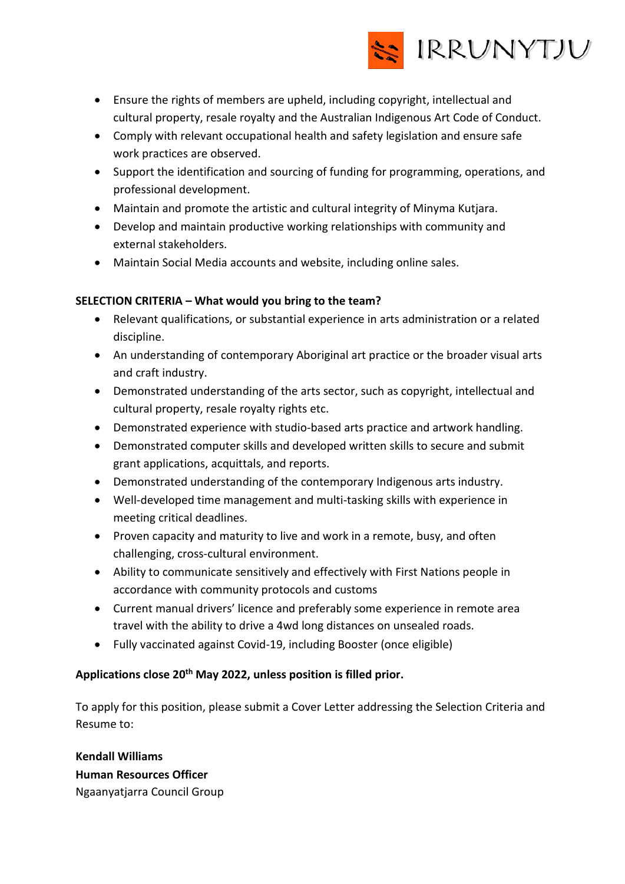- Ensure the rights of members are upheld, including copyright, intellectual and cultural property, resale royalty and the Australian Indigenous Art Code of Conduct.
- Comply with relevant occupational health and safety legislation and ensure safe work practices are observed.
- Support the identification and sourcing of funding for programming, operations, and professional development.
- Maintain and promote the artistic and cultural integrity of Minyma Kutjara.
- Develop and maintain productive working relationships with community and external stakeholders.
- Maintain Social Media accounts and website, including online sales.

**SELECTION CRITERIA – What would you bring to the team?**

- Relevant qualifications, or substantial experience in arts administration or a related discipline.
- An understanding of contemporary Aboriginal art practice or the broader visual arts and craft industry.
- Demonstrated understanding of the arts sector, such as copyright, intellectual and cultural property, resale royalty rights etc.
- Demonstrated experience with studio-based arts practice and artwork handling.
- Demonstrated computer skills and developed written skills to secure and submit grant applications, acquittals, and reports.
- Demonstrated understanding of the contemporary Indigenous arts industry.
- Well-developed time management and multi-tasking skills with experience in meeting critical deadlines.
- Proven capacity and maturity to live and work in a remote, busy, and often challenging, cross-cultural environment.
- Ability to communicate sensitively and effectively with First Nations people in accordance with community protocols and customs
- Current manual drivers' licence and preferably some experience in remote area travel with the ability to drive a 4wd long distances on unsealed roads.
- Fully vaccinated against Covid-19, including Booster (once eligible)

**Applications close 20th May 2022, unless position is filled prior.**

To apply for this position, please submit a Cover Letter addressing the Selection Criteria and Resume to:

**Kendall Williams**
**Human Resources Officer**
Ngaanyatjarra Council Group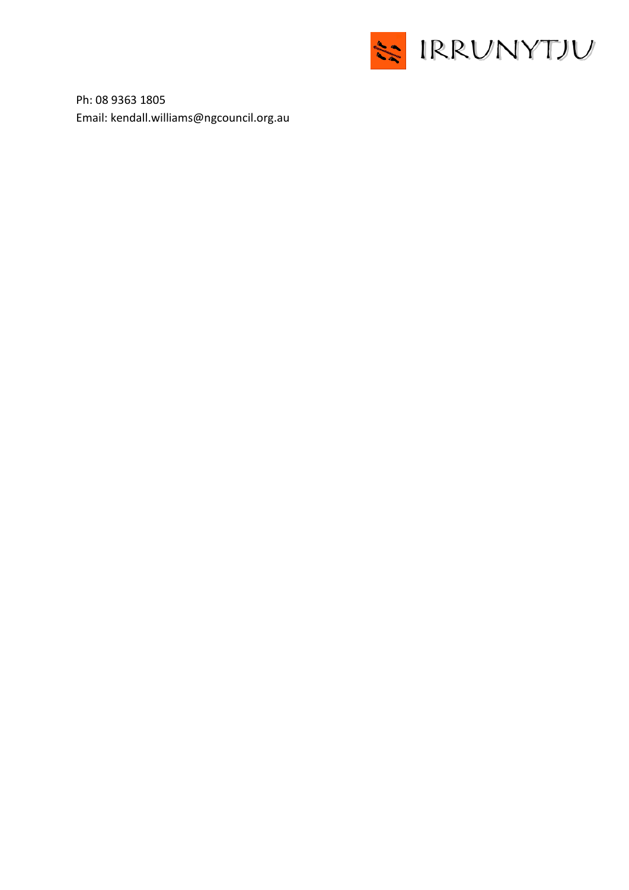IRRUNYTJU

Ph: 08 9363 1805
Email: kendall.williams@ngcouncil.org.au